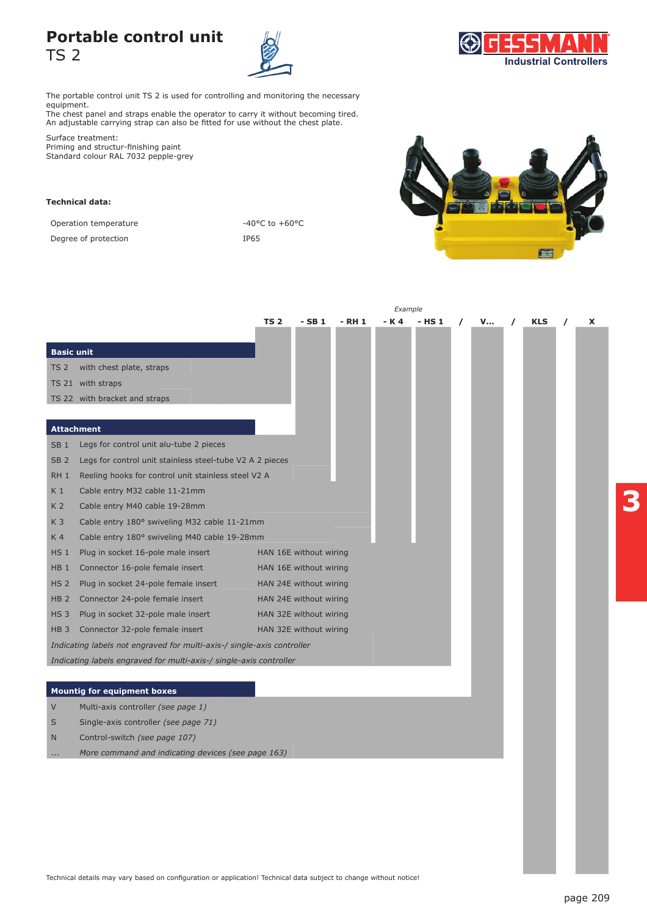# Portable control unit
## TS 2

The portable control unit TS 2 is used for controlling and monitoring the necessary equipment.
The chest panel and straps enable the operator to carry it without becoming tired.
An adjustable carrying strap can also be fitted for use without the chest plate.

Surface treatment:
Priming and structur-finishing paint
Standard colour RAL 7032 pepple-grey

**Technical data:**

| | |
|---|---|
| Operation temperature | -40°C to +60°C |
| Degree of protection | IP65 |

*Example*

**TS 2 - SB 1 - RH 1 - K 4 - HS 1 / V... / KLS / X**

### Basic unit

| | |
|---|---|
| TS 2 | with chest plate, straps |
| TS 21 | with straps |
| TS 22 | with bracket and straps |

### Attachment

| | | |
|---|---|---|
| SB 1 | Legs for control unit alu-tube 2 pieces | |
| SB 2 | Legs for control unit stainless steel-tube V2 A 2 pieces | |
| RH 1 | Reeling hooks for control unit stainless steel V2 A | |
| K 1 | Cable entry M32 cable 11-21mm | |
| K 2 | Cable entry M40 cable 19-28mm | |
| K 3 | Cable entry 180° swiveling M32 cable 11-21mm | |
| K 4 | Cable entry 180° swiveling M40 cable 19-28mm | |
| HS 1 | Plug in socket 16-pole male insert | HAN 16E without wiring |
| HB 1 | Connector 16-pole female insert | HAN 16E without wiring |
| HS 2 | Plug in socket 24-pole female insert | HAN 24E without wiring |
| HB 2 | Connector 24-pole female insert | HAN 24E without wiring |
| HS 3 | Plug in socket 32-pole male insert | HAN 32E without wiring |
| HB 3 | Connector 32-pole female insert | HAN 32E without wiring |

*Indicating labels not engraved for multi-axis-/ single-axis controller*

*Indicating labels engraved for multi-axis-/ single-axis controller*

### Mountig for equipment boxes

| | |
|---|---|
| V | Multi-axis controller *(see page 1)* |
| S | Single-axis controller *(see page 71)* |
| N | Control-switch *(see page 107)* |
| ... | *More command and indicating devices (see page 163)* |

Technical details may vary based on configuration or application! Technical data subject to change without notice!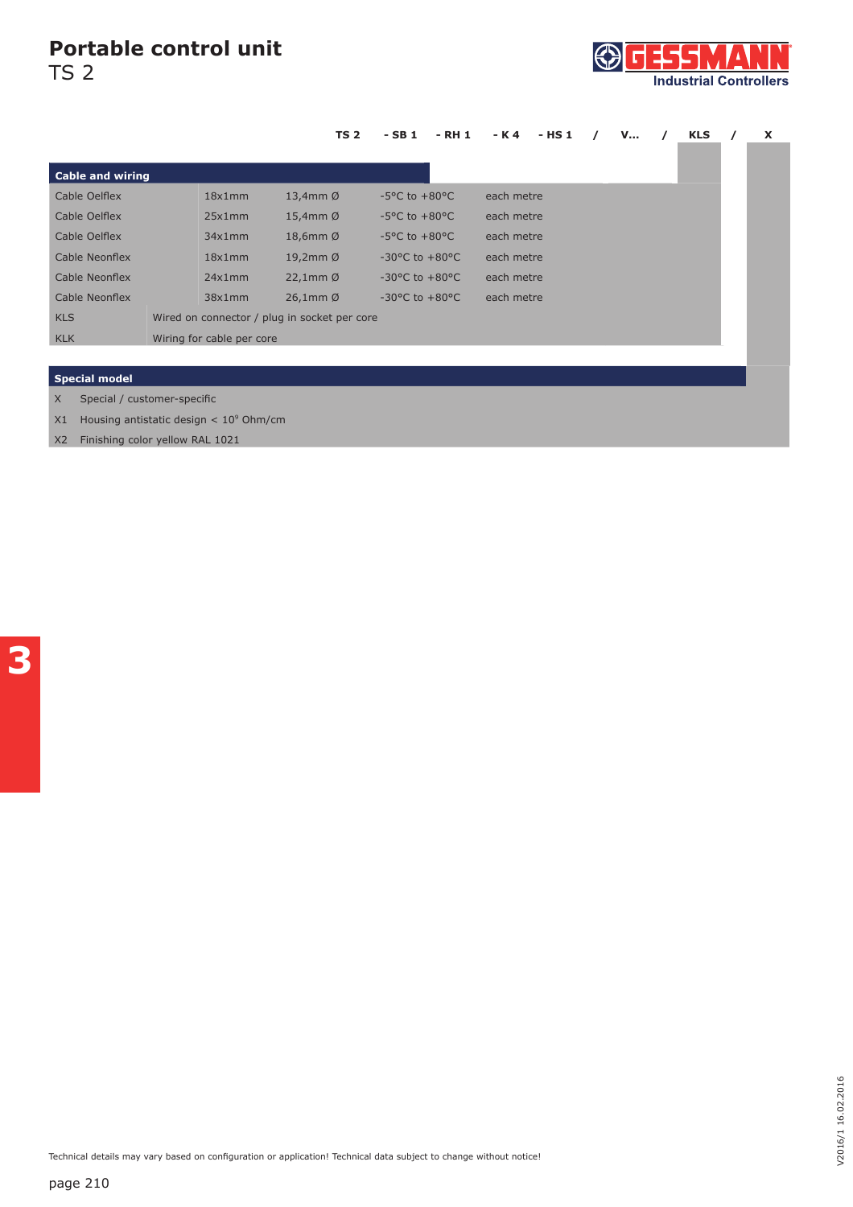# Portable control unit

TS 2

| TS 2 | - SB 1 | - RH 1 | - K 4 | - HS 1 | / | V... | / | KLS | / | X |
|---|---|---|---|---|---|---|---|---|---|---|

## Cable and wiring

| | | | | |
|---|---|---|---|---|
| Cable Oelflex | 18x1mm | 13,4mm Ø | -5°C to +80°C | each metre |
| Cable Oelflex | 25x1mm | 15,4mm Ø | -5°C to +80°C | each metre |
| Cable Oelflex | 34x1mm | 18,6mm Ø | -5°C to +80°C | each metre |
| Cable Neonflex | 18x1mm | 19,2mm Ø | -30°C to +80°C | each metre |
| Cable Neonflex | 24x1mm | 22,1mm Ø | -30°C to +80°C | each metre |
| Cable Neonflex | 38x1mm | 26,1mm Ø | -30°C to +80°C | each metre |
| KLS | Wired on connector / plug in socket per core | | | |
| KLK | Wiring for cable per core | | | |

## Special model

| | |
|---|---|
| X | Special / customer-specific |
| X1 | Housing antistatic design < $10^9$ Ohm/cm |
| X2 | Finishing color yellow RAL 1021 |

Technical details may vary based on configuration or application! Technical data subject to change without notice!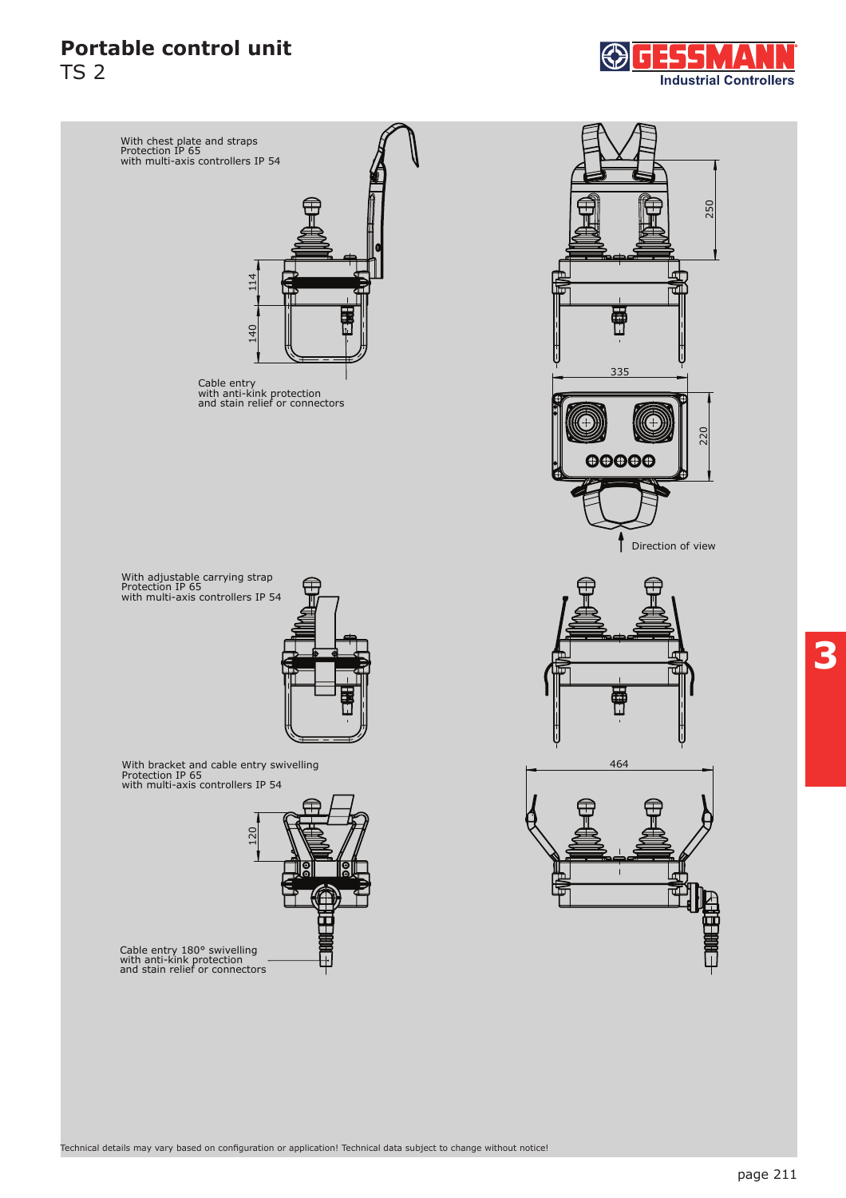# Portable control unit

TS 2

With chest plate and straps
Protection IP 65
with multi-axis controllers IP 54

114

140

Cable entry
with anti-kink protection
and stain relief or connectors

250

335

220

Direction of view

With adjustable carrying strap
Protection IP 65
with multi-axis controllers IP 54

With bracket and cable entry swivelling
Protection IP 65
with multi-axis controllers IP 54

120

Cable entry 180° swivelling
with anti-kink protection
and stain relief or connectors

464

Technical details may vary based on configuration or application! Technical data subject to change without notice!